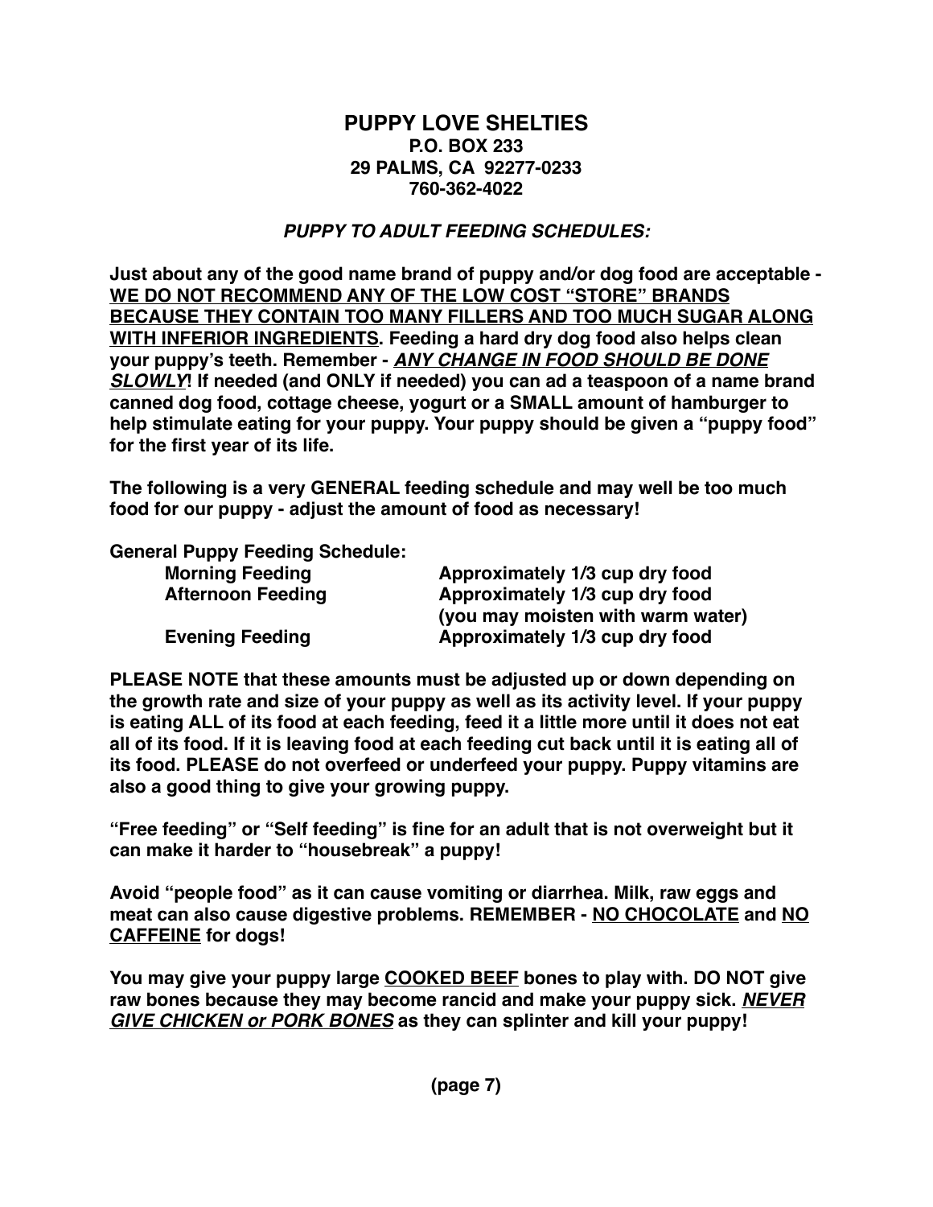# PUPPY LOVE SHELTIES

**P.O. BOX 233**
**29 PALMS, CA 92277-0233**
**760-362-4022**

## *PUPPY TO ADULT FEEDING SCHEDULES:*

**Just about any of the good name brand of puppy and/or dog food are acceptable - <u>WE DO NOT RECOMMEND ANY OF THE LOW COST "STORE" BRANDS BECAUSE THEY CONTAIN TOO MANY FILLERS AND TOO MUCH SUGAR ALONG WITH INFERIOR INGREDIENTS</u>. Feeding a hard dry dog food also helps clean your puppy's teeth. Remember - *<u>ANY CHANGE IN FOOD SHOULD BE DONE SLOWLY</u>*! If needed (and ONLY if needed) you can ad a teaspoon of a name brand canned dog food, cottage cheese, yogurt or a SMALL amount of hamburger to help stimulate eating for your puppy. Your puppy should be given a "puppy food" for the first year of its life.**

**The following is a very GENERAL feeding schedule and may well be too much food for our puppy - adjust the amount of food as necessary!**

**General Puppy Feeding Schedule:**

| | |
|---|---|
| **Morning Feeding** | **Approximately 1/3 cup dry food** |
| **Afternoon Feeding** | **Approximately 1/3 cup dry food (you may moisten with warm water)** |
| **Evening Feeding** | **Approximately 1/3 cup dry food** |

**PLEASE NOTE that these amounts must be adjusted up or down depending on the growth rate and size of your puppy as well as its activity level. If your puppy is eating ALL of its food at each feeding, feed it a little more until it does not eat all of its food. If it is leaving food at each feeding cut back until it is eating all of its food. PLEASE do not overfeed or underfeed your puppy. Puppy vitamins are also a good thing to give your growing puppy.**

**"Free feeding" or "Self feeding" is fine for an adult that is not overweight but it can make it harder to "housebreak" a puppy!**

**Avoid "people food" as it can cause vomiting or diarrhea. Milk, raw eggs and meat can also cause digestive problems. REMEMBER - <u>NO CHOCOLATE</u> and <u>NO CAFFEINE</u> for dogs!**

**You may give your puppy large <u>COOKED BEEF</u> bones to play with. DO NOT give raw bones because they may become rancid and make your puppy sick. *<u>NEVER GIVE CHICKEN or PORK BONES</u>* as they can splinter and kill your puppy!**

**(page 7)**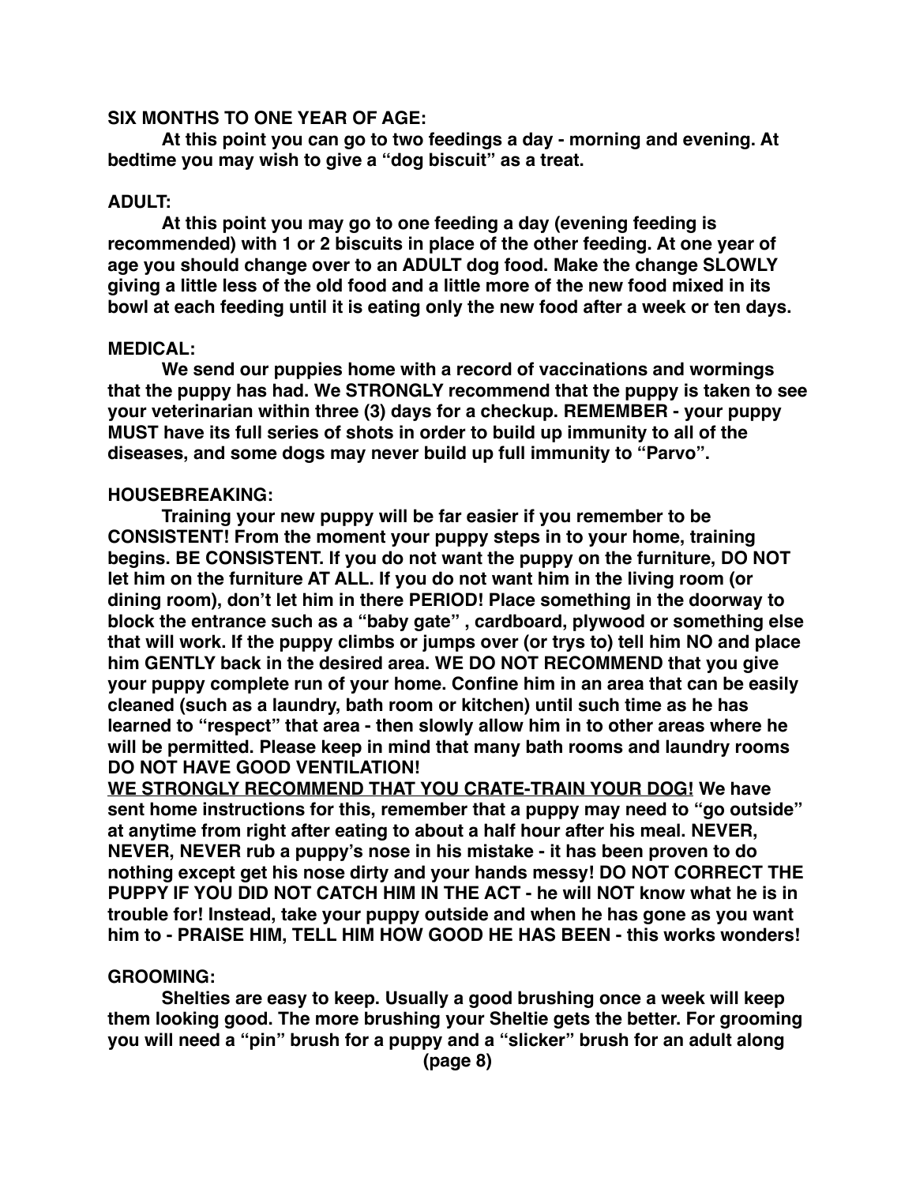**SIX MONTHS TO ONE YEAR OF AGE:**

**At this point you can go to two feedings a day - morning and evening. At bedtime you may wish to give a "dog biscuit" as a treat.**

**ADULT:**

**At this point you may go to one feeding a day (evening feeding is recommended) with 1 or 2 biscuits in place of the other feeding. At one year of age you should change over to an ADULT dog food. Make the change SLOWLY giving a little less of the old food and a little more of the new food mixed in its bowl at each feeding until it is eating only the new food after a week or ten days.**

**MEDICAL:**

**We send our puppies home with a record of vaccinations and wormings that the puppy has had. We STRONGLY recommend that the puppy is taken to see your veterinarian within three (3) days for a checkup. REMEMBER - your puppy MUST have its full series of shots in order to build up immunity to all of the diseases, and some dogs may never build up full immunity to "Parvo".**

**HOUSEBREAKING:**

**Training your new puppy will be far easier if you remember to be CONSISTENT! From the moment your puppy steps in to your home, training begins. BE CONSISTENT. If you do not want the puppy on the furniture, DO NOT let him on the furniture AT ALL. If you do not want him in the living room (or dining room), don't let him in there PERIOD! Place something in the doorway to block the entrance such as a "baby gate" , cardboard, plywood or something else that will work. If the puppy climbs or jumps over (or trys to) tell him NO and place him GENTLY back in the desired area. WE DO NOT RECOMMEND that you give your puppy complete run of your home. Confine him in an area that can be easily cleaned (such as a laundry, bath room or kitchen) until such time as he has learned to "respect" that area - then slowly allow him in to other areas where he will be permitted. Please keep in mind that many bath rooms and laundry rooms DO NOT HAVE GOOD VENTILATION!**

<u>**WE STRONGLY RECOMMEND THAT YOU CRATE-TRAIN YOUR DOG!**</u> **We have sent home instructions for this, remember that a puppy may need to "go outside" at anytime from right after eating to about a half hour after his meal. NEVER, NEVER, NEVER rub a puppy's nose in his mistake - it has been proven to do nothing except get his nose dirty and your hands messy! DO NOT CORRECT THE PUPPY IF YOU DID NOT CATCH HIM IN THE ACT - he will NOT know what he is in trouble for! Instead, take your puppy outside and when he has gone as you want him to - PRAISE HIM, TELL HIM HOW GOOD HE HAS BEEN - this works wonders!**

**GROOMING:**

**Shelties are easy to keep. Usually a good brushing once a week will keep them looking good. The more brushing your Sheltie gets the better. For grooming you will need a "pin" brush for a puppy and a "slicker" brush for an adult along**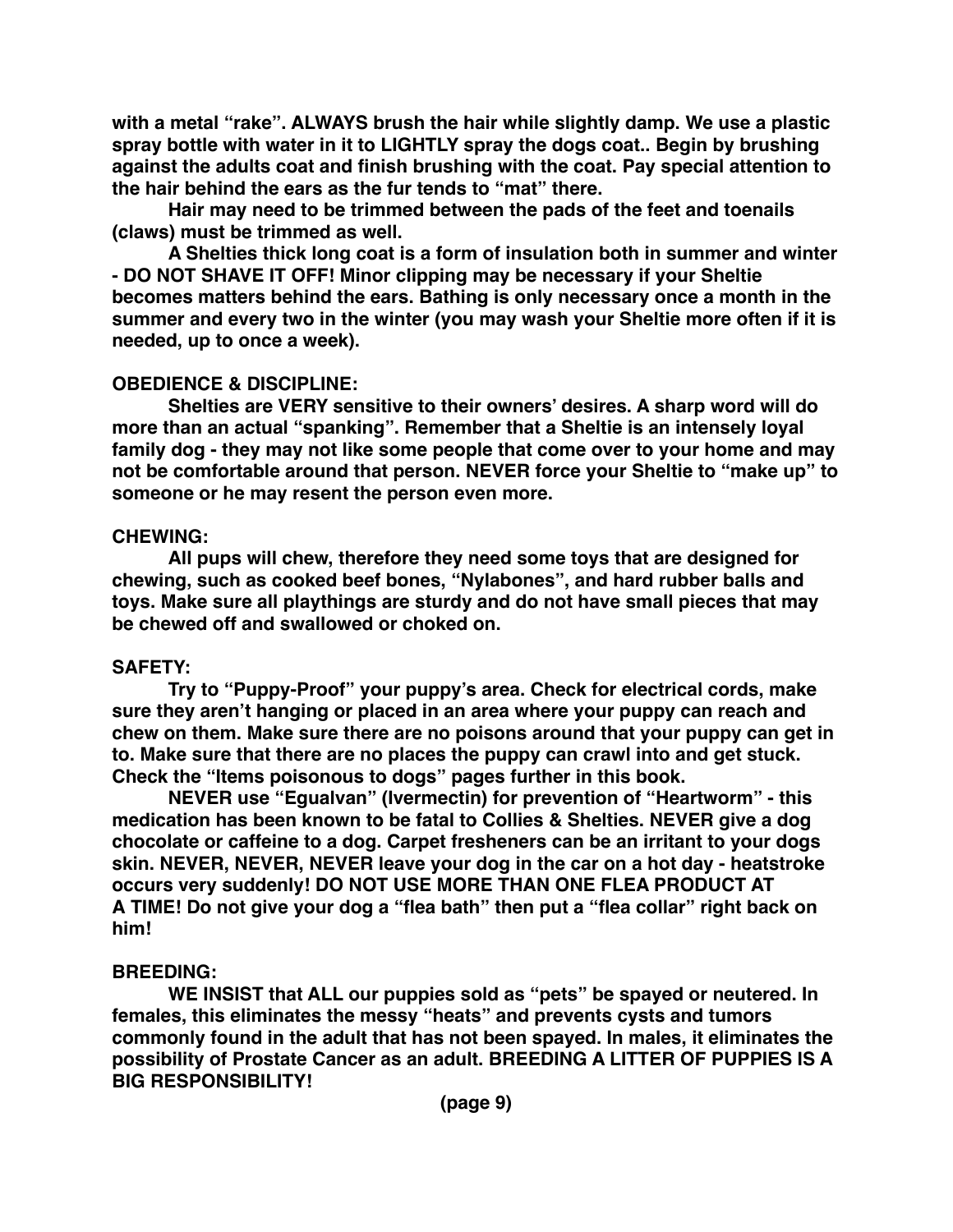**with a metal "rake". ALWAYS brush the hair while slightly damp. We use a plastic spray bottle with water in it to LIGHTLY spray the dogs coat.. Begin by brushing against the adults coat and finish brushing with the coat. Pay special attention to the hair behind the ears as the fur tends to "mat" there.**

**Hair may need to be trimmed between the pads of the feet and toenails (claws) must be trimmed as well.**

**A Shelties thick long coat is a form of insulation both in summer and winter - DO NOT SHAVE IT OFF! Minor clipping may be necessary if your Sheltie becomes matters behind the ears. Bathing is only necessary once a month in the summer and every two in the winter (you may wash your Sheltie more often if it is needed, up to once a week).**

**OBEDIENCE & DISCIPLINE:**

**Shelties are VERY sensitive to their owners' desires. A sharp word will do more than an actual "spanking". Remember that a Sheltie is an intensely loyal family dog - they may not like some people that come over to your home and may not be comfortable around that person. NEVER force your Sheltie to "make up" to someone or he may resent the person even more.**

**CHEWING:**

**All pups will chew, therefore they need some toys that are designed for chewing, such as cooked beef bones, "Nylabones", and hard rubber balls and toys. Make sure all playthings are sturdy and do not have small pieces that may be chewed off and swallowed or choked on.**

**SAFETY:**

**Try to "Puppy-Proof" your puppy's area. Check for electrical cords, make sure they aren't hanging or placed in an area where your puppy can reach and chew on them. Make sure there are no poisons around that your puppy can get in to. Make sure that there are no places the puppy can crawl into and get stuck. Check the "Items poisonous to dogs" pages further in this book.**

**NEVER use "Egualvan" (Ivermectin) for prevention of "Heartworm" - this medication has been known to be fatal to Collies & Shelties. NEVER give a dog chocolate or caffeine to a dog. Carpet fresheners can be an irritant to your dogs skin. NEVER, NEVER, NEVER leave your dog in the car on a hot day - heatstroke occurs very suddenly! DO NOT USE MORE THAN ONE FLEA PRODUCT AT A TIME! Do not give your dog a "flea bath" then put a "flea collar" right back on him!**

**BREEDING:**

**WE INSIST that ALL our puppies sold as "pets" be spayed or neutered. In females, this eliminates the messy "heats" and prevents cysts and tumors commonly found in the adult that has not been spayed. In males, it eliminates the possibility of Prostate Cancer as an adult. BREEDING A LITTER OF PUPPIES IS A BIG RESPONSIBILITY!**